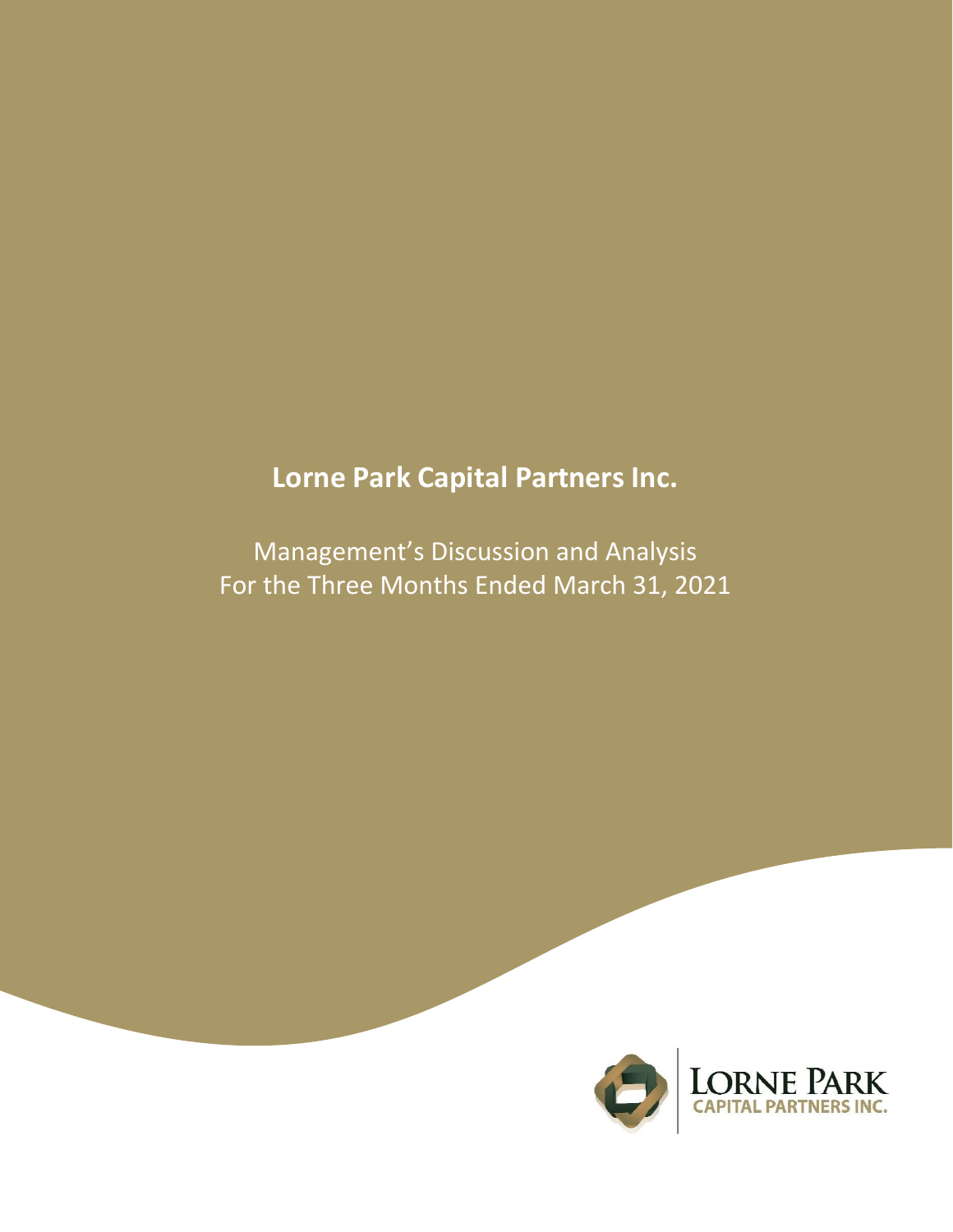# Lorne Park Capital Partners Inc.

Management's Discussion and Analysis
For the Three Months Ended March 31, 2021

LORNE PARK
CAPITAL PARTNERS INC.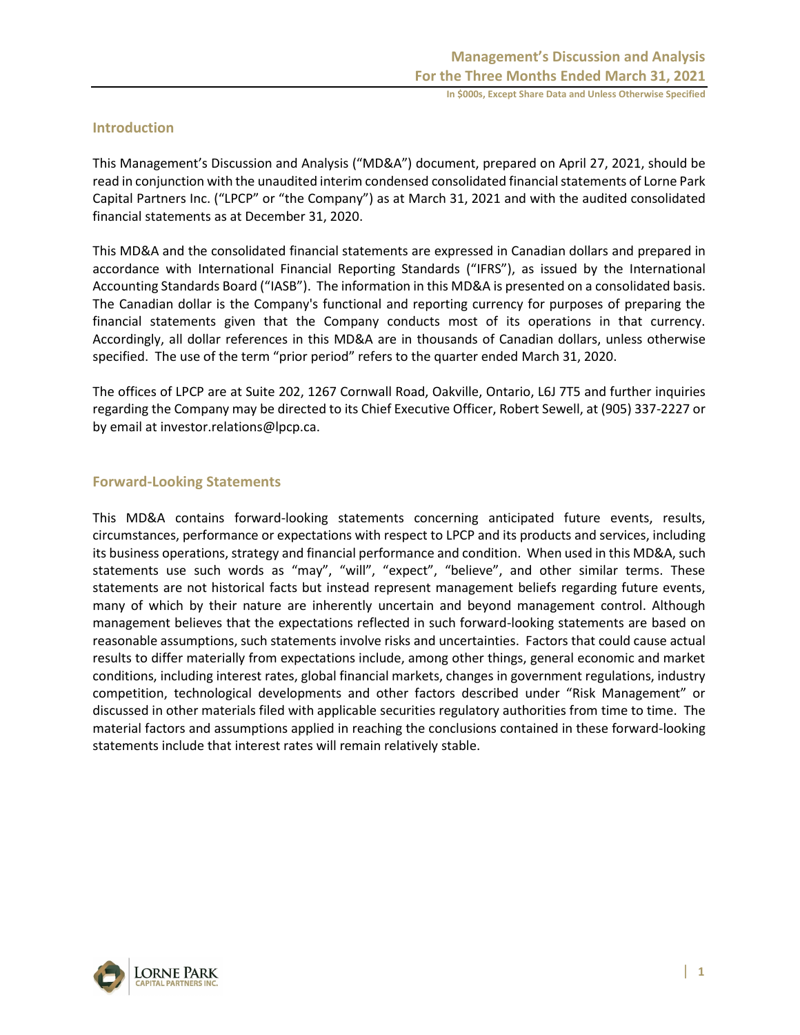## Introduction

This Management's Discussion and Analysis ("MD&A") document, prepared on April 27, 2021, should be read in conjunction with the unaudited interim condensed consolidated financial statements of Lorne Park Capital Partners Inc. ("LPCP" or "the Company") as at March 31, 2021 and with the audited consolidated financial statements as at December 31, 2020.

This MD&A and the consolidated financial statements are expressed in Canadian dollars and prepared in accordance with International Financial Reporting Standards ("IFRS"), as issued by the International Accounting Standards Board ("IASB"). The information in this MD&A is presented on a consolidated basis. The Canadian dollar is the Company's functional and reporting currency for purposes of preparing the financial statements given that the Company conducts most of its operations in that currency. Accordingly, all dollar references in this MD&A are in thousands of Canadian dollars, unless otherwise specified. The use of the term "prior period" refers to the quarter ended March 31, 2020.

The offices of LPCP are at Suite 202, 1267 Cornwall Road, Oakville, Ontario, L6J 7T5 and further inquiries regarding the Company may be directed to its Chief Executive Officer, Robert Sewell, at (905) 337-2227 or by email at investor.relations@lpcp.ca.

## Forward-Looking Statements

This MD&A contains forward-looking statements concerning anticipated future events, results, circumstances, performance or expectations with respect to LPCP and its products and services, including its business operations, strategy and financial performance and condition. When used in this MD&A, such statements use such words as "may", "will", "expect", "believe", and other similar terms. These statements are not historical facts but instead represent management beliefs regarding future events, many of which by their nature are inherently uncertain and beyond management control. Although management believes that the expectations reflected in such forward-looking statements are based on reasonable assumptions, such statements involve risks and uncertainties. Factors that could cause actual results to differ materially from expectations include, among other things, general economic and market conditions, including interest rates, global financial markets, changes in government regulations, industry competition, technological developments and other factors described under "Risk Management" or discussed in other materials filed with applicable securities regulatory authorities from time to time. The material factors and assumptions applied in reaching the conclusions contained in these forward-looking statements include that interest rates will remain relatively stable.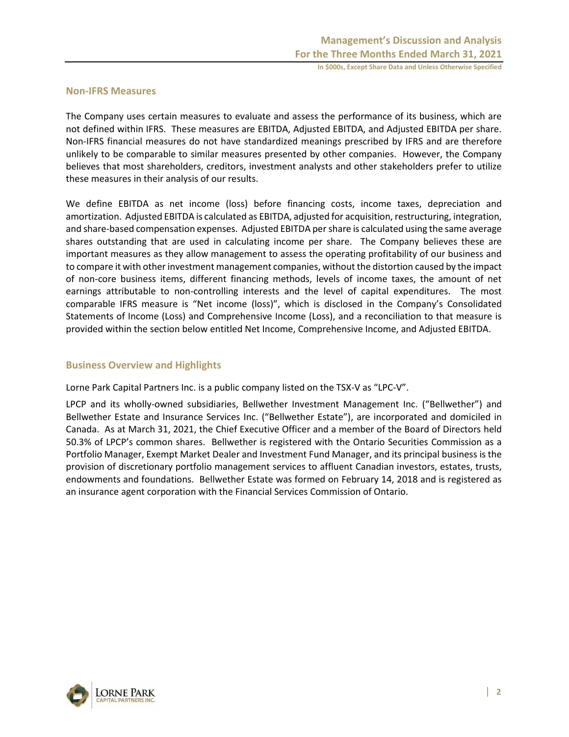## Non-IFRS Measures

The Company uses certain measures to evaluate and assess the performance of its business, which are not defined within IFRS. These measures are EBITDA, Adjusted EBITDA, and Adjusted EBITDA per share. Non-IFRS financial measures do not have standardized meanings prescribed by IFRS and are therefore unlikely to be comparable to similar measures presented by other companies. However, the Company believes that most shareholders, creditors, investment analysts and other stakeholders prefer to utilize these measures in their analysis of our results.

We define EBITDA as net income (loss) before financing costs, income taxes, depreciation and amortization. Adjusted EBITDA is calculated as EBITDA, adjusted for acquisition, restructuring, integration, and share-based compensation expenses. Adjusted EBITDA per share is calculated using the same average shares outstanding that are used in calculating income per share. The Company believes these are important measures as they allow management to assess the operating profitability of our business and to compare it with other investment management companies, without the distortion caused by the impact of non-core business items, different financing methods, levels of income taxes, the amount of net earnings attributable to non-controlling interests and the level of capital expenditures. The most comparable IFRS measure is "Net income (loss)", which is disclosed in the Company's Consolidated Statements of Income (Loss) and Comprehensive Income (Loss), and a reconciliation to that measure is provided within the section below entitled Net Income, Comprehensive Income, and Adjusted EBITDA.

## Business Overview and Highlights

Lorne Park Capital Partners Inc. is a public company listed on the TSX-V as "LPC-V".

LPCP and its wholly-owned subsidiaries, Bellwether Investment Management Inc. ("Bellwether") and Bellwether Estate and Insurance Services Inc. ("Bellwether Estate"), are incorporated and domiciled in Canada. As at March 31, 2021, the Chief Executive Officer and a member of the Board of Directors held 50.3% of LPCP's common shares. Bellwether is registered with the Ontario Securities Commission as a Portfolio Manager, Exempt Market Dealer and Investment Fund Manager, and its principal business is the provision of discretionary portfolio management services to affluent Canadian investors, estates, trusts, endowments and foundations. Bellwether Estate was formed on February 14, 2018 and is registered as an insurance agent corporation with the Financial Services Commission of Ontario.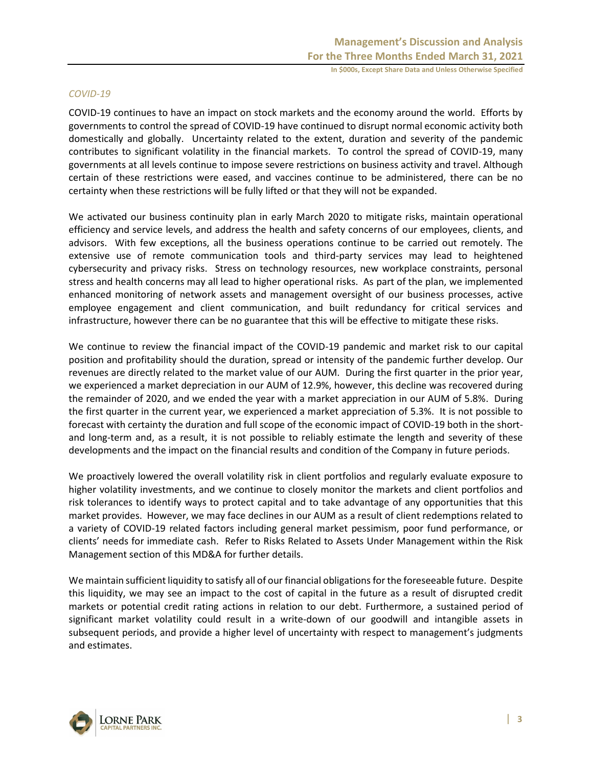*COVID-19*

COVID-19 continues to have an impact on stock markets and the economy around the world. Efforts by governments to control the spread of COVID-19 have continued to disrupt normal economic activity both domestically and globally. Uncertainty related to the extent, duration and severity of the pandemic contributes to significant volatility in the financial markets. To control the spread of COVID-19, many governments at all levels continue to impose severe restrictions on business activity and travel. Although certain of these restrictions were eased, and vaccines continue to be administered, there can be no certainty when these restrictions will be fully lifted or that they will not be expanded.

We activated our business continuity plan in early March 2020 to mitigate risks, maintain operational efficiency and service levels, and address the health and safety concerns of our employees, clients, and advisors. With few exceptions, all the business operations continue to be carried out remotely. The extensive use of remote communication tools and third-party services may lead to heightened cybersecurity and privacy risks. Stress on technology resources, new workplace constraints, personal stress and health concerns may all lead to higher operational risks. As part of the plan, we implemented enhanced monitoring of network assets and management oversight of our business processes, active employee engagement and client communication, and built redundancy for critical services and infrastructure, however there can be no guarantee that this will be effective to mitigate these risks.

We continue to review the financial impact of the COVID-19 pandemic and market risk to our capital position and profitability should the duration, spread or intensity of the pandemic further develop. Our revenues are directly related to the market value of our AUM. During the first quarter in the prior year, we experienced a market depreciation in our AUM of 12.9%, however, this decline was recovered during the remainder of 2020, and we ended the year with a market appreciation in our AUM of 5.8%. During the first quarter in the current year, we experienced a market appreciation of 5.3%. It is not possible to forecast with certainty the duration and full scope of the economic impact of COVID-19 both in the short- and long-term and, as a result, it is not possible to reliably estimate the length and severity of these developments and the impact on the financial results and condition of the Company in future periods.

We proactively lowered the overall volatility risk in client portfolios and regularly evaluate exposure to higher volatility investments, and we continue to closely monitor the markets and client portfolios and risk tolerances to identify ways to protect capital and to take advantage of any opportunities that this market provides. However, we may face declines in our AUM as a result of client redemptions related to a variety of COVID-19 related factors including general market pessimism, poor fund performance, or clients' needs for immediate cash. Refer to Risks Related to Assets Under Management within the Risk Management section of this MD&A for further details.

We maintain sufficient liquidity to satisfy all of our financial obligations for the foreseeable future. Despite this liquidity, we may see an impact to the cost of capital in the future as a result of disrupted credit markets or potential credit rating actions in relation to our debt. Furthermore, a sustained period of significant market volatility could result in a write-down of our goodwill and intangible assets in subsequent periods, and provide a higher level of uncertainty with respect to management's judgments and estimates.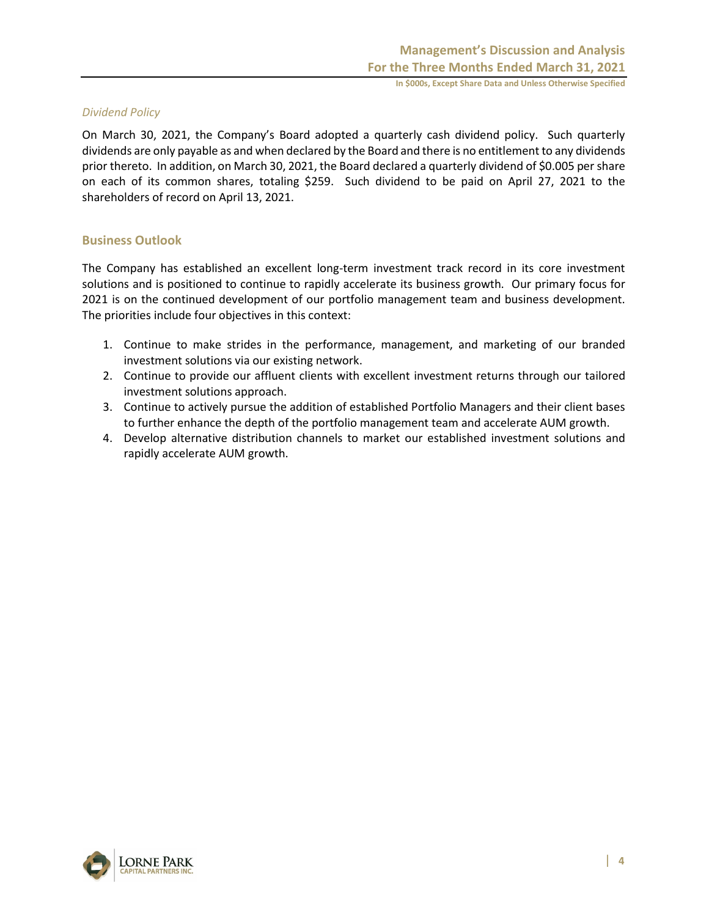*Dividend Policy*

On March 30, 2021, the Company's Board adopted a quarterly cash dividend policy. Such quarterly dividends are only payable as and when declared by the Board and there is no entitlement to any dividends prior thereto. In addition, on March 30, 2021, the Board declared a quarterly dividend of $0.005 per share on each of its common shares, totaling $259. Such dividend to be paid on April 27, 2021 to the shareholders of record on April 13, 2021.

## Business Outlook

The Company has established an excellent long-term investment track record in its core investment solutions and is positioned to continue to rapidly accelerate its business growth. Our primary focus for 2021 is on the continued development of our portfolio management team and business development. The priorities include four objectives in this context:

1. Continue to make strides in the performance, management, and marketing of our branded investment solutions via our existing network.
2. Continue to provide our affluent clients with excellent investment returns through our tailored investment solutions approach.
3. Continue to actively pursue the addition of established Portfolio Managers and their client bases to further enhance the depth of the portfolio management team and accelerate AUM growth.
4. Develop alternative distribution channels to market our established investment solutions and rapidly accelerate AUM growth.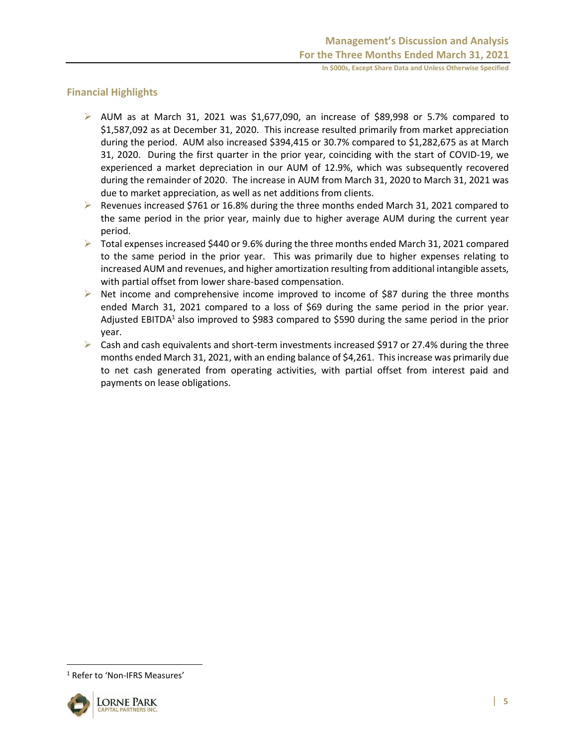## Financial Highlights

- AUM as at March 31, 2021 was $1,677,090, an increase of $89,998 or 5.7% compared to $1,587,092 as at December 31, 2020. This increase resulted primarily from market appreciation during the period. AUM also increased $394,415 or 30.7% compared to $1,282,675 as at March 31, 2020. During the first quarter in the prior year, coinciding with the start of COVID-19, we experienced a market depreciation in our AUM of 12.9%, which was subsequently recovered during the remainder of 2020. The increase in AUM from March 31, 2020 to March 31, 2021 was due to market appreciation, as well as net additions from clients.
- Revenues increased $761 or 16.8% during the three months ended March 31, 2021 compared to the same period in the prior year, mainly due to higher average AUM during the current year period.
- Total expenses increased $440 or 9.6% during the three months ended March 31, 2021 compared to the same period in the prior year. This was primarily due to higher expenses relating to increased AUM and revenues, and higher amortization resulting from additional intangible assets, with partial offset from lower share-based compensation.
- Net income and comprehensive income improved to income of $87 during the three months ended March 31, 2021 compared to a loss of $69 during the same period in the prior year. Adjusted EBITDA[1] also improved to $983 compared to $590 during the same period in the prior year.
- Cash and cash equivalents and short-term investments increased $917 or 27.4% during the three months ended March 31, 2021, with an ending balance of $4,261. This increase was primarily due to net cash generated from operating activities, with partial offset from interest paid and payments on lease obligations.

[1] Refer to 'Non-IFRS Measures'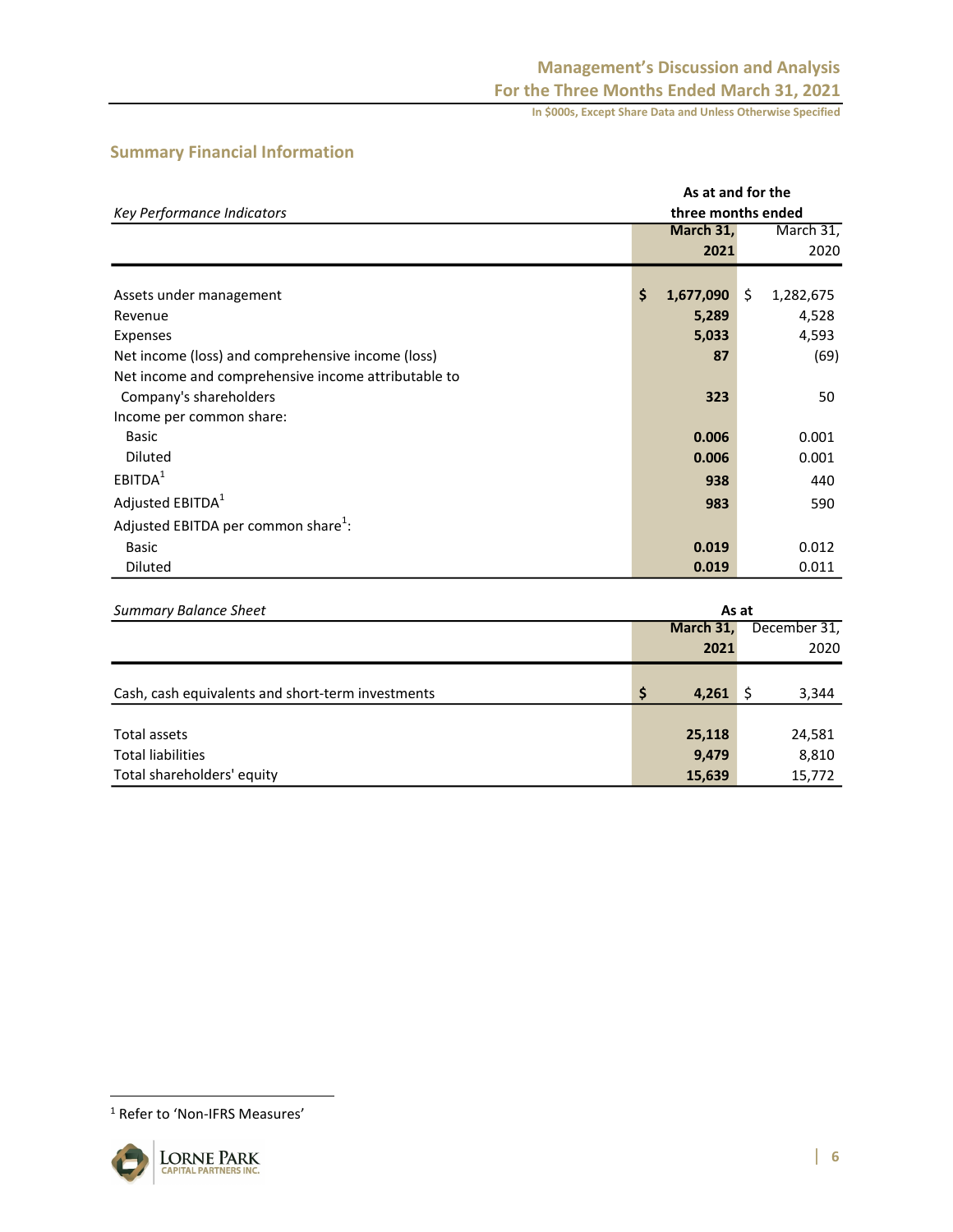## Summary Financial Information

| *Key Performance Indicators* | As at and for the three months ended March 31, 2021 | March 31, 2020 |
|---|---|---|
| Assets under management | **$ 1,677,090** | $ 1,282,675 |
| Revenue | **5,289** | 4,528 |
| Expenses | **5,033** | 4,593 |
| Net income (loss) and comprehensive income (loss) | **87** | (69) |
| Net income and comprehensive income attributable to Company's shareholders | **323** | 50 |
| Income per common share: | | |
| Basic | **0.006** | 0.001 |
| Diluted | **0.006** | 0.001 |
| EBITDA[1] | **938** | 440 |
| Adjusted EBITDA[1] | **983** | 590 |
| Adjusted EBITDA per common share[1]: | | |
| Basic | **0.019** | 0.012 |
| Diluted | **0.019** | 0.011 |

| *Summary Balance Sheet* | As at March 31, 2021 | December 31, 2020 |
|---|---|---|
| Cash, cash equivalents and short-term investments | **$ 4,261** | $ 3,344 |
| Total assets | **25,118** | 24,581 |
| Total liabilities | **9,479** | 8,810 |
| Total shareholders' equity | **15,639** | 15,772 |

[1] Refer to 'Non-IFRS Measures'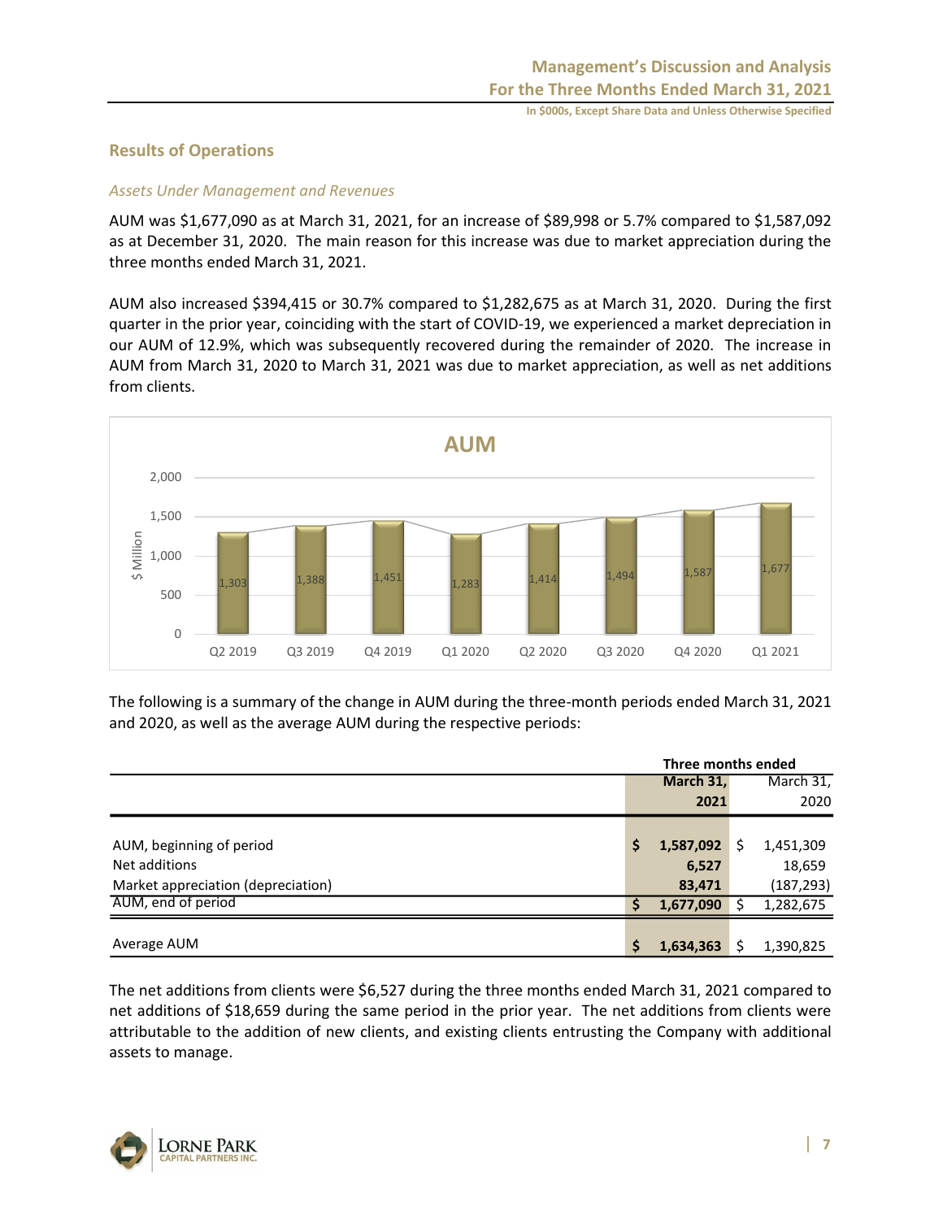## Results of Operations

*Assets Under Management and Revenues*

AUM was $1,677,090 as at March 31, 2021, for an increase of $89,998 or 5.7% compared to $1,587,092 as at December 31, 2020. The main reason for this increase was due to market appreciation during the three months ended March 31, 2021.

AUM also increased $394,415 or 30.7% compared to $1,282,675 as at March 31, 2020. During the first quarter in the prior year, coinciding with the start of COVID-19, we experienced a market depreciation in our AUM of 12.9%, which was subsequently recovered during the remainder of 2020. The increase in AUM from March 31, 2020 to March 31, 2021 was due to market appreciation, as well as net additions from clients.

**AUM**

| ($ Million) | Q2 2019 | Q3 2019 | Q4 2019 | Q1 2020 | Q2 2020 | Q3 2020 | Q4 2020 | Q1 2021 |
|---|---|---|---|---|---|---|---|---|
| AUM | 1,303 | 1,388 | 1,451 | 1,283 | 1,414 | 1,494 | 1,587 | 1,677 |

The following is a summary of the change in AUM during the three-month periods ended March 31, 2021 and 2020, as well as the average AUM during the respective periods:

| | Three months ended | |
|---|---|---|
| | **March 31, 2021** | March 31, 2020 |
| AUM, beginning of period | **$ 1,587,092** | $ 1,451,309 |
| Net additions | **6,527** | 18,659 |
| Market appreciation (depreciation) | **83,471** | (187,293) |
| AUM, end of period | **$ 1,677,090** | $ 1,282,675 |
| Average AUM | **$ 1,634,363** | $ 1,390,825 |

The net additions from clients were $6,527 during the three months ended March 31, 2021 compared to net additions of $18,659 during the same period in the prior year. The net additions from clients were attributable to the addition of new clients, and existing clients entrusting the Company with additional assets to manage.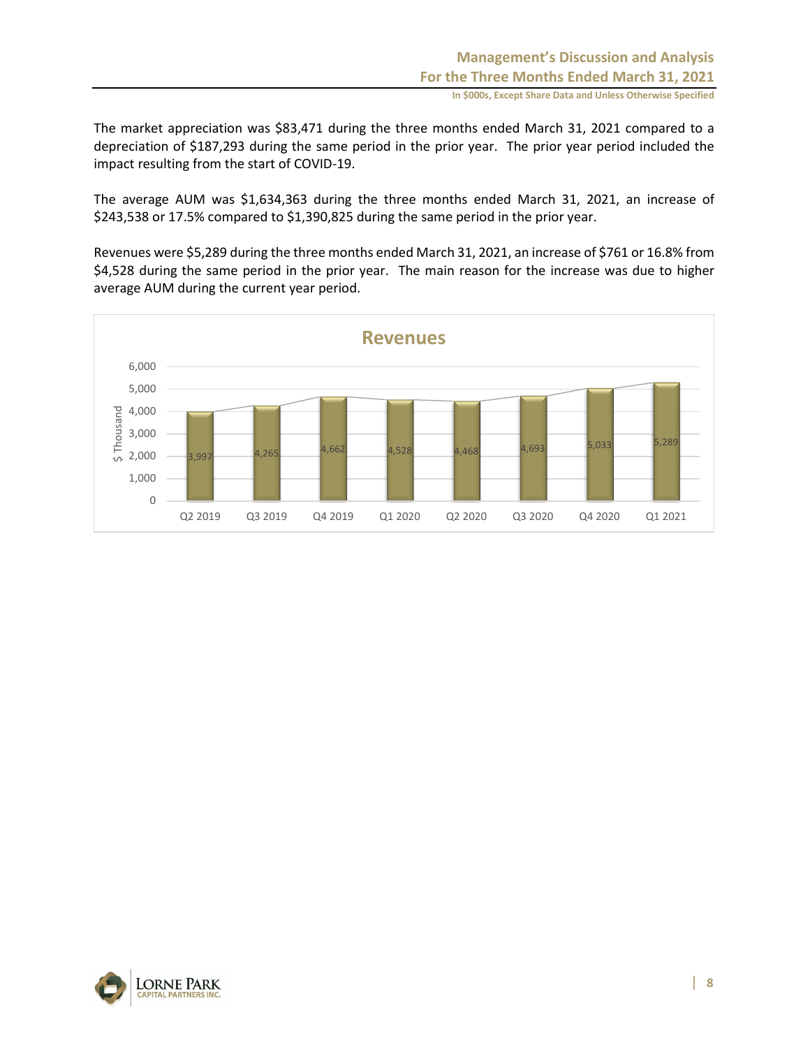The market appreciation was $83,471 during the three months ended March 31, 2021 compared to a depreciation of $187,293 during the same period in the prior year. The prior year period included the impact resulting from the start of COVID-19.

The average AUM was $1,634,363 during the three months ended March 31, 2021, an increase of $243,538 or 17.5% compared to $1,390,825 during the same period in the prior year.

Revenues were $5,289 during the three months ended March 31, 2021, an increase of $761 or 16.8% from $4,528 during the same period in the prior year. The main reason for the increase was due to higher average AUM during the current year period.

**Revenues**

| Quarter | $ Thousand |
|---|---|
| Q2 2019 | 3,997 |
| Q3 2019 | 4,265 |
| Q4 2019 | 4,662 |
| Q1 2020 | 4,528 |
| Q2 2020 | 4,468 |
| Q3 2020 | 4,693 |
| Q4 2020 | 5,033 |
| Q1 2021 | 5,289 |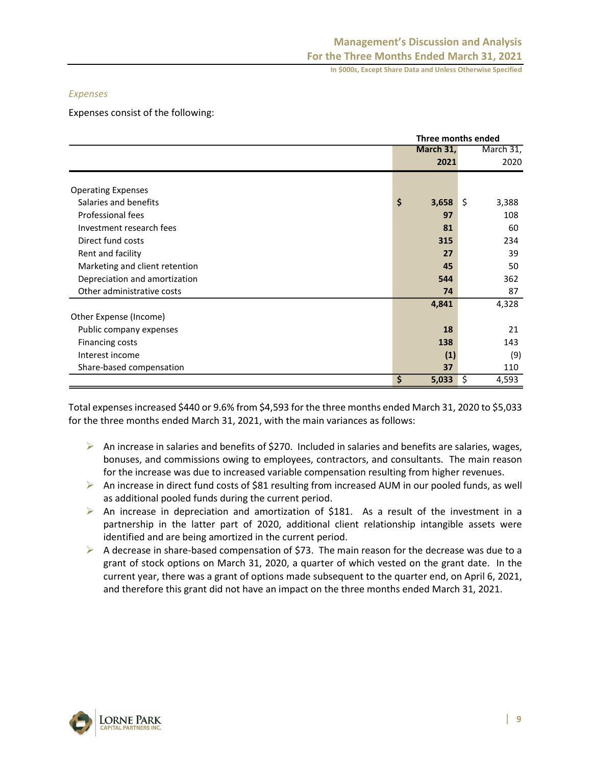*Expenses*

Expenses consist of the following:

| | Three months ended | |
|---|---|---|
| | **March 31, 2021** | March 31, 2020 |
| Operating Expenses | | |
| Salaries and benefits | **$ 3,658** | $ 3,388 |
| Professional fees | **97** | 108 |
| Investment research fees | **81** | 60 |
| Direct fund costs | **315** | 234 |
| Rent and facility | **27** | 39 |
| Marketing and client retention | **45** | 50 |
| Depreciation and amortization | **544** | 362 |
| Other administrative costs | **74** | 87 |
| | **4,841** | 4,328 |
| Other Expense (Income) | | |
| Public company expenses | **18** | 21 |
| Financing costs | **138** | 143 |
| Interest income | **(1)** | (9) |
| Share-based compensation | **37** | 110 |
| | **$ 5,033** | $ 4,593 |

Total expenses increased $440 or 9.6% from $4,593 for the three months ended March 31, 2020 to $5,033 for the three months ended March 31, 2021, with the main variances as follows:

- An increase in salaries and benefits of $270. Included in salaries and benefits are salaries, wages, bonuses, and commissions owing to employees, contractors, and consultants. The main reason for the increase was due to increased variable compensation resulting from higher revenues.
- An increase in direct fund costs of $81 resulting from increased AUM in our pooled funds, as well as additional pooled funds during the current period.
- An increase in depreciation and amortization of $181. As a result of the investment in a partnership in the latter part of 2020, additional client relationship intangible assets were identified and are being amortized in the current period.
- A decrease in share-based compensation of $73. The main reason for the decrease was due to a grant of stock options on March 31, 2020, a quarter of which vested on the grant date. In the current year, there was a grant of options made subsequent to the quarter end, on April 6, 2021, and therefore this grant did not have an impact on the three months ended March 31, 2021.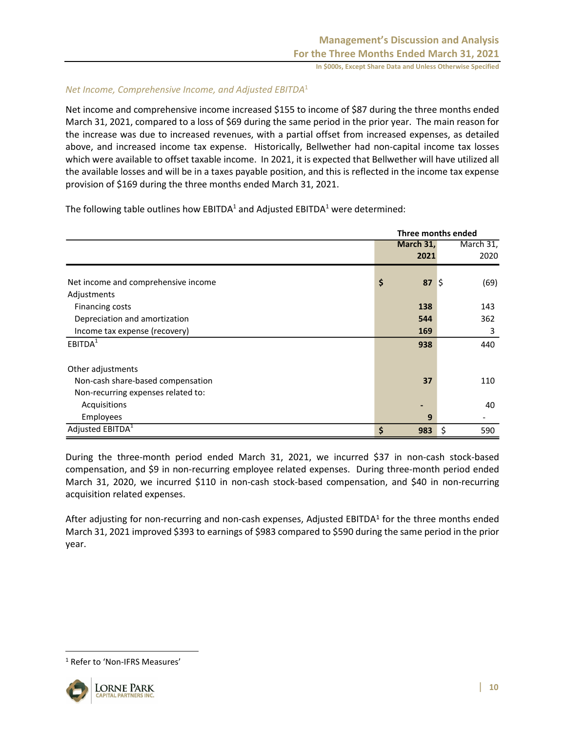*Net Income, Comprehensive Income, and Adjusted EBITDA*[1]

Net income and comprehensive income increased $155 to income of $87 during the three months ended March 31, 2021, compared to a loss of $69 during the same period in the prior year. The main reason for the increase was due to increased revenues, with a partial offset from increased expenses, as detailed above, and increased income tax expense. Historically, Bellwether had non-capital income tax losses which were available to offset taxable income. In 2021, it is expected that Bellwether will have utilized all the available losses and will be in a taxes payable position, and this is reflected in the income tax expense provision of $169 during the three months ended March 31, 2021.

The following table outlines how EBITDA[1] and Adjusted EBITDA[1] were determined:

| | Three months ended | |
|---|---|---|
| | **March 31, 2021** | March 31, 2020 |
| Net income and comprehensive income | **$ 87** | $ (69) |
| Adjustments | | |
| Financing costs | **138** | 143 |
| Depreciation and amortization | **544** | 362 |
| Income tax expense (recovery) | **169** | 3 |
| EBITDA[1] | **938** | 440 |
| Other adjustments | | |
| Non-cash share-based compensation | **37** | 110 |
| Non-recurring expenses related to: | | |
| Acquisitions | **-** | 40 |
| Employees | **9** | - |
| Adjusted EBITDA[1] | **$ 983** | $ 590 |

During the three-month period ended March 31, 2021, we incurred $37 in non-cash stock-based compensation, and $9 in non-recurring employee related expenses. During three-month period ended March 31, 2020, we incurred $110 in non-cash stock-based compensation, and $40 in non-recurring acquisition related expenses.

After adjusting for non-recurring and non-cash expenses, Adjusted EBITDA[1] for the three months ended March 31, 2021 improved $393 to earnings of $983 compared to $590 during the same period in the prior year.

[1] Refer to 'Non-IFRS Measures'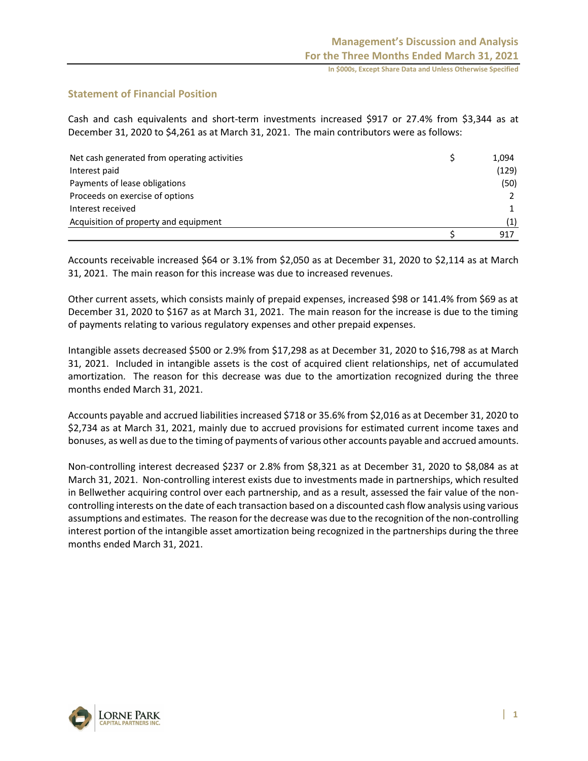## Statement of Financial Position

Cash and cash equivalents and short-term investments increased $917 or 27.4% from $3,344 as at December 31, 2020 to $4,261 as at March 31, 2021. The main contributors were as follows:

| | | |
|---|---|---|
| Net cash generated from operating activities | $ | 1,094 |
| Interest paid | | (129) |
| Payments of lease obligations | | (50) |
| Proceeds on exercise of options | | 2 |
| Interest received | | 1 |
| Acquisition of property and equipment | | (1) |
| | $ | 917 |

Accounts receivable increased $64 or 3.1% from $2,050 as at December 31, 2020 to $2,114 as at March 31, 2021. The main reason for this increase was due to increased revenues.

Other current assets, which consists mainly of prepaid expenses, increased $98 or 141.4% from $69 as at December 31, 2020 to $167 as at March 31, 2021. The main reason for the increase is due to the timing of payments relating to various regulatory expenses and other prepaid expenses.

Intangible assets decreased $500 or 2.9% from $17,298 as at December 31, 2020 to $16,798 as at March 31, 2021. Included in intangible assets is the cost of acquired client relationships, net of accumulated amortization. The reason for this decrease was due to the amortization recognized during the three months ended March 31, 2021.

Accounts payable and accrued liabilities increased $718 or 35.6% from $2,016 as at December 31, 2020 to $2,734 as at March 31, 2021, mainly due to accrued provisions for estimated current income taxes and bonuses, as well as due to the timing of payments of various other accounts payable and accrued amounts.

Non-controlling interest decreased $237 or 2.8% from $8,321 as at December 31, 2020 to $8,084 as at March 31, 2021. Non-controlling interest exists due to investments made in partnerships, which resulted in Bellwether acquiring control over each partnership, and as a result, assessed the fair value of the non-controlling interests on the date of each transaction based on a discounted cash flow analysis using various assumptions and estimates. The reason for the decrease was due to the recognition of the non-controlling interest portion of the intangible asset amortization being recognized in the partnerships during the three months ended March 31, 2021.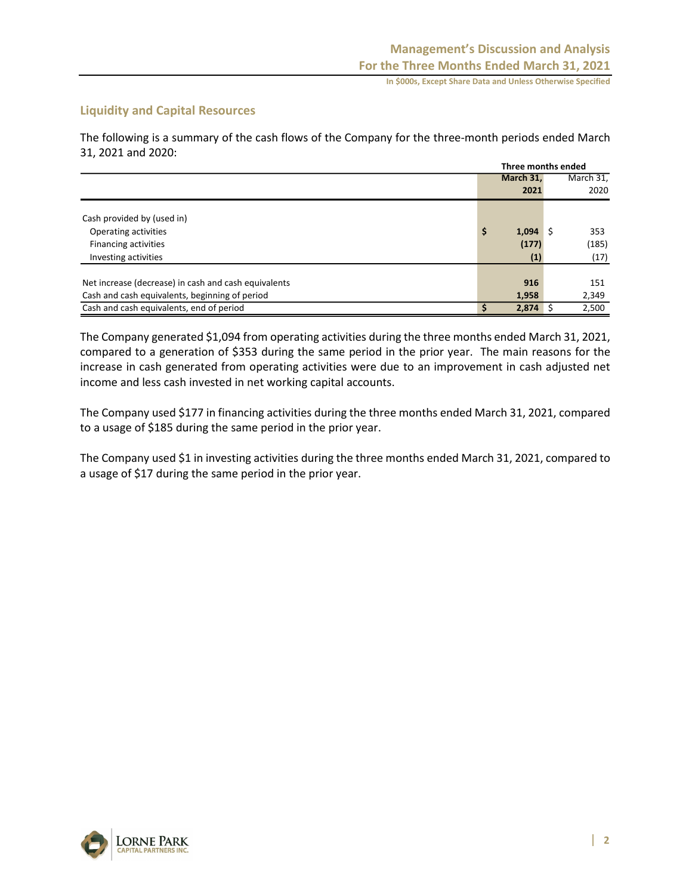## Liquidity and Capital Resources

The following is a summary of the cash flows of the Company for the three-month periods ended March 31, 2021 and 2020:

| | Three months ended | |
|---|---|---|
| | **March 31, 2021** | March 31, 2020 |
| Cash provided by (used in) | | |
| Operating activities | **$ 1,094** | $ 353 |
| Financing activities | **(177)** | (185) |
| Investing activities | **(1)** | (17) |
| Net increase (decrease) in cash and cash equivalents | **916** | 151 |
| Cash and cash equivalents, beginning of period | **1,958** | 2,349 |
| Cash and cash equivalents, end of period | **$ 2,874** | $ 2,500 |

The Company generated $1,094 from operating activities during the three months ended March 31, 2021, compared to a generation of $353 during the same period in the prior year. The main reasons for the increase in cash generated from operating activities were due to an improvement in cash adjusted net income and less cash invested in net working capital accounts.

The Company used $177 in financing activities during the three months ended March 31, 2021, compared to a usage of $185 during the same period in the prior year.

The Company used $1 in investing activities during the three months ended March 31, 2021, compared to a usage of $17 during the same period in the prior year.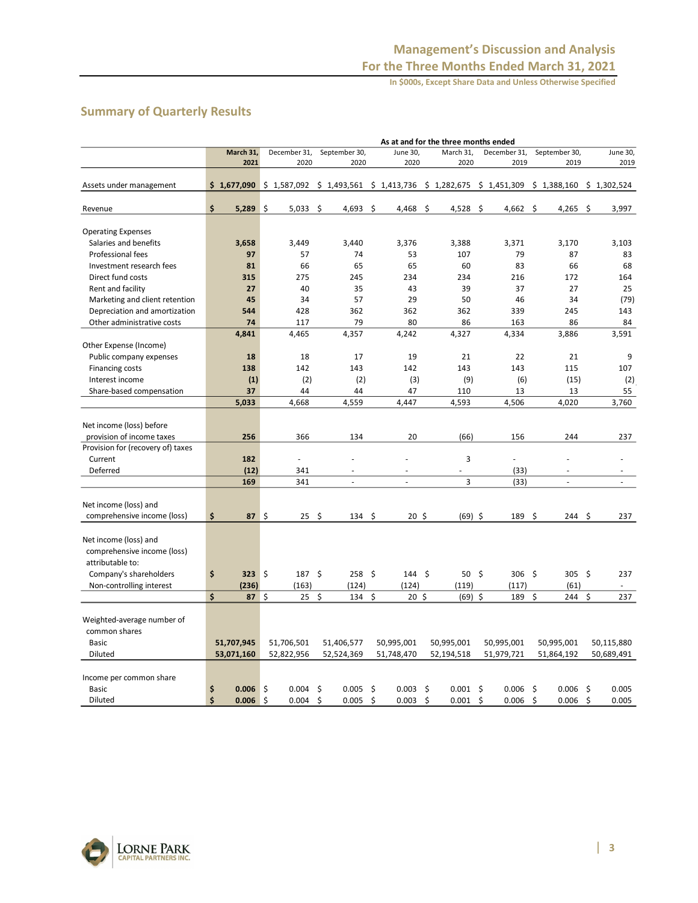## Summary of Quarterly Results

| | As at and for the three months ended | | | | | | | |
|---|---|---|---|---|---|---|---|---|
| | **March 31, 2021** | December 31, 2020 | September 30, 2020 | June 30, 2020 | March 31, 2020 | December 31, 2019 | September 30, 2019 | June 30, 2019 |
| Assets under management | **$ 1,677,090** | $ 1,587,092 | $ 1,493,561 | $ 1,413,736 | $ 1,282,675 | $ 1,451,309 | $ 1,388,160 | $ 1,302,524 |
| Revenue | **$ 5,289** | $ 5,033 | $ 4,693 | $ 4,468 | $ 4,528 | $ 4,662 | $ 4,265 | $ 3,997 |
| Operating Expenses | | | | | | | | |
| Salaries and benefits | **3,658** | 3,449 | 3,440 | 3,376 | 3,388 | 3,371 | 3,170 | 3,103 |
| Professional fees | **97** | 57 | 74 | 53 | 107 | 79 | 87 | 83 |
| Investment research fees | **81** | 66 | 65 | 65 | 60 | 83 | 66 | 68 |
| Direct fund costs | **315** | 275 | 245 | 234 | 234 | 216 | 172 | 164 |
| Rent and facility | **27** | 40 | 35 | 43 | 39 | 37 | 27 | 25 |
| Marketing and client retention | **45** | 34 | 57 | 29 | 50 | 46 | 34 | (79) |
| Depreciation and amortization | **544** | 428 | 362 | 362 | 362 | 339 | 245 | 143 |
| Other administrative costs | **74** | 117 | 79 | 80 | 86 | 163 | 86 | 84 |
| | **4,841** | 4,465 | 4,357 | 4,242 | 4,327 | 4,334 | 3,886 | 3,591 |
| Other Expense (Income) | | | | | | | | |
| Public company expenses | **18** | 18 | 17 | 19 | 21 | 22 | 21 | 9 |
| Financing costs | **138** | 142 | 143 | 142 | 143 | 143 | 115 | 107 |
| Interest income | **(1)** | (2) | (2) | (3) | (9) | (6) | (15) | (2) |
| Share-based compensation | **37** | 44 | 44 | 47 | 110 | 13 | 13 | 55 |
| | **5,033** | 4,668 | 4,559 | 4,447 | 4,593 | 4,506 | 4,020 | 3,760 |
| Net income (loss) before provision of income taxes | **256** | 366 | 134 | 20 | (66) | 156 | 244 | 237 |
| Provision for (recovery of) taxes | | | | | | | | |
| Current | **182** | - | - | - | 3 | - | - | - |
| Deferred | **(12)** | 341 | - | - | - | (33) | - | - |
| | **169** | 341 | - | - | 3 | (33) | - | - |
| Net income (loss) and comprehensive income (loss) | **$ 87** | $ 25 | $ 134 | $ 20 | $ (69) | $ 189 | $ 244 | $ 237 |
| Net income (loss) and comprehensive income (loss) attributable to: | | | | | | | | |
| Company's shareholders | **$ 323** | $ 187 | $ 258 | $ 144 | $ 50 | $ 306 | $ 305 | $ 237 |
| Non-controlling interest | **(236)** | (163) | (124) | (124) | (119) | (117) | (61) | - |
| | **$ 87** | $ 25 | $ 134 | $ 20 | $ (69) | $ 189 | $ 244 | $ 237 |
| Weighted-average number of common shares | | | | | | | | |
| Basic | **51,707,945** | 51,706,501 | 51,406,577 | 50,995,001 | 50,995,001 | 50,995,001 | 50,995,001 | 50,115,880 |
| Diluted | **53,071,160** | 52,822,956 | 52,524,369 | 51,748,470 | 52,194,518 | 51,979,721 | 51,864,192 | 50,689,491 |
| Income per common share | | | | | | | | |
| Basic | **$ 0.006** | $ 0.004 | $ 0.005 | $ 0.003 | $ 0.001 | $ 0.006 | $ 0.006 | $ 0.005 |
| Diluted | **$ 0.006** | $ 0.004 | $ 0.005 | $ 0.003 | $ 0.001 | $ 0.006 | $ 0.006 | $ 0.005 |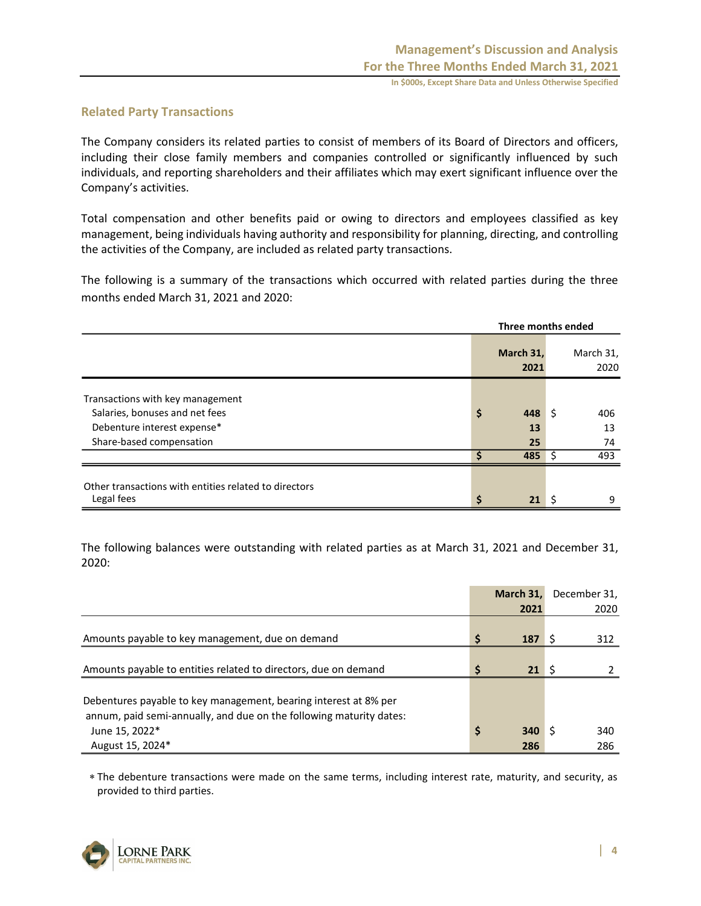## Related Party Transactions

The Company considers its related parties to consist of members of its Board of Directors and officers, including their close family members and companies controlled or significantly influenced by such individuals, and reporting shareholders and their affiliates which may exert significant influence over the Company's activities.

Total compensation and other benefits paid or owing to directors and employees classified as key management, being individuals having authority and responsibility for planning, directing, and controlling the activities of the Company, are included as related party transactions.

The following is a summary of the transactions which occurred with related parties during the three months ended March 31, 2021 and 2020:

| | Three months ended | |
|---|---|---|
| | **March 31, 2021** | March 31, 2020 |
| Transactions with key management | | |
| Salaries, bonuses and net fees | **$ 448** | $ 406 |
| Debenture interest expense* | **13** | 13 |
| Share-based compensation | **25** | 74 |
| | **$ 485** | $ 493 |
| Other transactions with entities related to directors | | |
| Legal fees | **$ 21** | $ 9 |

The following balances were outstanding with related parties as at March 31, 2021 and December 31, 2020:

| | **March 31, 2021** | December 31, 2020 |
|---|---|---|
| Amounts payable to key management, due on demand | **$ 187** | $ 312 |
| Amounts payable to entities related to directors, due on demand | **$ 21** | $ 2 |
| Debentures payable to key management, bearing interest at 8% per annum, paid semi-annually, and due on the following maturity dates: | | |
| June 15, 2022* | **$ 340** | $ 340 |
| August 15, 2024* | **286** | 286 |

* The debenture transactions were made on the same terms, including interest rate, maturity, and security, as provided to third parties.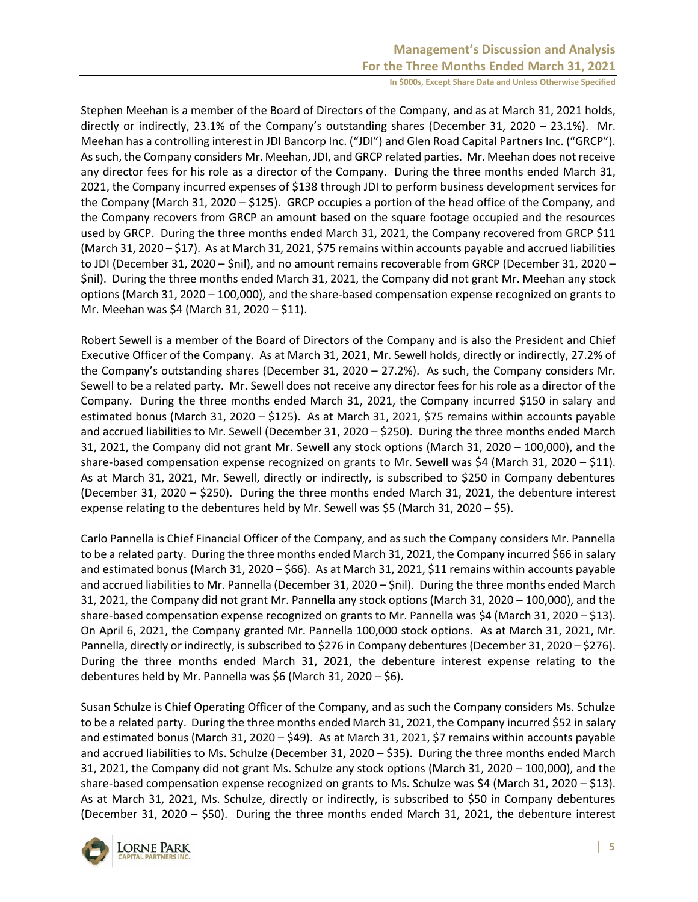Stephen Meehan is a member of the Board of Directors of the Company, and as at March 31, 2021 holds, directly or indirectly, 23.1% of the Company's outstanding shares (December 31, 2020 – 23.1%). Mr. Meehan has a controlling interest in JDI Bancorp Inc. ("JDI") and Glen Road Capital Partners Inc. ("GRCP"). As such, the Company considers Mr. Meehan, JDI, and GRCP related parties. Mr. Meehan does not receive any director fees for his role as a director of the Company. During the three months ended March 31, 2021, the Company incurred expenses of $138 through JDI to perform business development services for the Company (March 31, 2020 – $125). GRCP occupies a portion of the head office of the Company, and the Company recovers from GRCP an amount based on the square footage occupied and the resources used by GRCP. During the three months ended March 31, 2021, the Company recovered from GRCP $11 (March 31, 2020 – $17). As at March 31, 2021, $75 remains within accounts payable and accrued liabilities to JDI (December 31, 2020 – $nil), and no amount remains recoverable from GRCP (December 31, 2020 – $nil). During the three months ended March 31, 2021, the Company did not grant Mr. Meehan any stock options (March 31, 2020 – 100,000), and the share-based compensation expense recognized on grants to Mr. Meehan was $4 (March 31, 2020 – $11).

Robert Sewell is a member of the Board of Directors of the Company and is also the President and Chief Executive Officer of the Company. As at March 31, 2021, Mr. Sewell holds, directly or indirectly, 27.2% of the Company's outstanding shares (December 31, 2020 – 27.2%). As such, the Company considers Mr. Sewell to be a related party. Mr. Sewell does not receive any director fees for his role as a director of the Company. During the three months ended March 31, 2021, the Company incurred $150 in salary and estimated bonus (March 31, 2020 – $125). As at March 31, 2021, $75 remains within accounts payable and accrued liabilities to Mr. Sewell (December 31, 2020 – $250). During the three months ended March 31, 2021, the Company did not grant Mr. Sewell any stock options (March 31, 2020 – 100,000), and the share-based compensation expense recognized on grants to Mr. Sewell was $4 (March 31, 2020 – $11). As at March 31, 2021, Mr. Sewell, directly or indirectly, is subscribed to $250 in Company debentures (December 31, 2020 – $250). During the three months ended March 31, 2021, the debenture interest expense relating to the debentures held by Mr. Sewell was $5 (March 31, 2020 – $5).

Carlo Pannella is Chief Financial Officer of the Company, and as such the Company considers Mr. Pannella to be a related party. During the three months ended March 31, 2021, the Company incurred $66 in salary and estimated bonus (March 31, 2020 – $66). As at March 31, 2021, $11 remains within accounts payable and accrued liabilities to Mr. Pannella (December 31, 2020 – $nil). During the three months ended March 31, 2021, the Company did not grant Mr. Pannella any stock options (March 31, 2020 – 100,000), and the share-based compensation expense recognized on grants to Mr. Pannella was $4 (March 31, 2020 – $13). On April 6, 2021, the Company granted Mr. Pannella 100,000 stock options. As at March 31, 2021, Mr. Pannella, directly or indirectly, is subscribed to $276 in Company debentures (December 31, 2020 – $276). During the three months ended March 31, 2021, the debenture interest expense relating to the debentures held by Mr. Pannella was $6 (March 31, 2020 – $6).

Susan Schulze is Chief Operating Officer of the Company, and as such the Company considers Ms. Schulze to be a related party. During the three months ended March 31, 2021, the Company incurred $52 in salary and estimated bonus (March 31, 2020 – $49). As at March 31, 2021, $7 remains within accounts payable and accrued liabilities to Ms. Schulze (December 31, 2020 – $35). During the three months ended March 31, 2021, the Company did not grant Ms. Schulze any stock options (March 31, 2020 – 100,000), and the share-based compensation expense recognized on grants to Ms. Schulze was $4 (March 31, 2020 – $13). As at March 31, 2021, Ms. Schulze, directly or indirectly, is subscribed to $50 in Company debentures (December 31, 2020 – $50). During the three months ended March 31, 2021, the debenture interest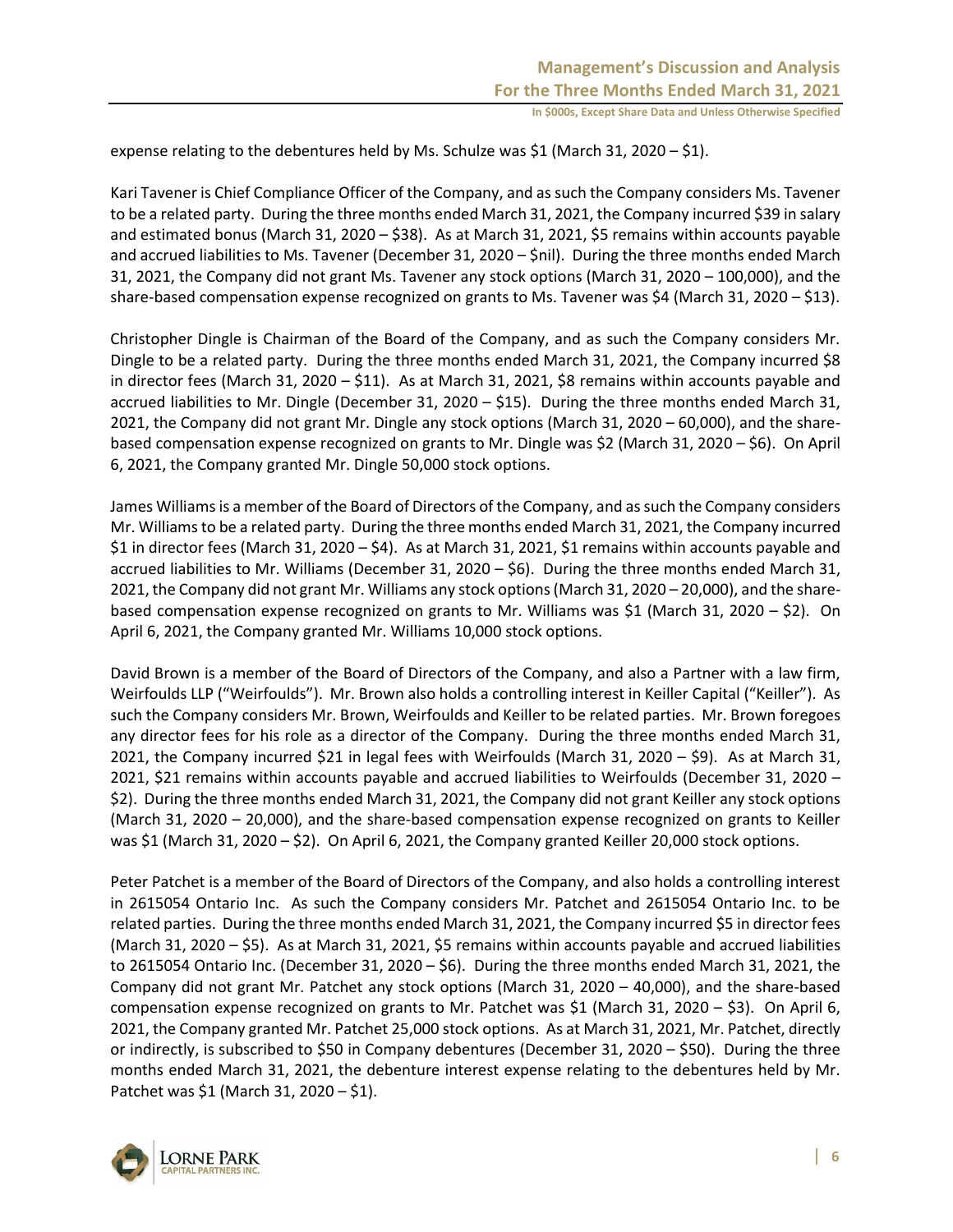expense relating to the debentures held by Ms. Schulze was $1 (March 31, 2020 – $1).

Kari Tavener is Chief Compliance Officer of the Company, and as such the Company considers Ms. Tavener to be a related party. During the three months ended March 31, 2021, the Company incurred $39 in salary and estimated bonus (March 31, 2020 – $38). As at March 31, 2021, $5 remains within accounts payable and accrued liabilities to Ms. Tavener (December 31, 2020 – $nil). During the three months ended March 31, 2021, the Company did not grant Ms. Tavener any stock options (March 31, 2020 – 100,000), and the share-based compensation expense recognized on grants to Ms. Tavener was $4 (March 31, 2020 – $13).

Christopher Dingle is Chairman of the Board of the Company, and as such the Company considers Mr. Dingle to be a related party. During the three months ended March 31, 2021, the Company incurred $8 in director fees (March 31, 2020 – $11). As at March 31, 2021, $8 remains within accounts payable and accrued liabilities to Mr. Dingle (December 31, 2020 – $15). During the three months ended March 31, 2021, the Company did not grant Mr. Dingle any stock options (March 31, 2020 – 60,000), and the share-based compensation expense recognized on grants to Mr. Dingle was $2 (March 31, 2020 – $6). On April 6, 2021, the Company granted Mr. Dingle 50,000 stock options.

James Williams is a member of the Board of Directors of the Company, and as such the Company considers Mr. Williams to be a related party. During the three months ended March 31, 2021, the Company incurred $1 in director fees (March 31, 2020 – $4). As at March 31, 2021, $1 remains within accounts payable and accrued liabilities to Mr. Williams (December 31, 2020 – $6). During the three months ended March 31, 2021, the Company did not grant Mr. Williams any stock options (March 31, 2020 – 20,000), and the share-based compensation expense recognized on grants to Mr. Williams was $1 (March 31, 2020 – $2). On April 6, 2021, the Company granted Mr. Williams 10,000 stock options.

David Brown is a member of the Board of Directors of the Company, and also a Partner with a law firm, Weirfoulds LLP ("Weirfoulds"). Mr. Brown also holds a controlling interest in Keiller Capital ("Keiller"). As such the Company considers Mr. Brown, Weirfoulds and Keiller to be related parties. Mr. Brown foregoes any director fees for his role as a director of the Company. During the three months ended March 31, 2021, the Company incurred $21 in legal fees with Weirfoulds (March 31, 2020 – $9). As at March 31, 2021, $21 remains within accounts payable and accrued liabilities to Weirfoulds (December 31, 2020 – $2). During the three months ended March 31, 2021, the Company did not grant Keiller any stock options (March 31, 2020 – 20,000), and the share-based compensation expense recognized on grants to Keiller was $1 (March 31, 2020 – $2). On April 6, 2021, the Company granted Keiller 20,000 stock options.

Peter Patchet is a member of the Board of Directors of the Company, and also holds a controlling interest in 2615054 Ontario Inc. As such the Company considers Mr. Patchet and 2615054 Ontario Inc. to be related parties. During the three months ended March 31, 2021, the Company incurred $5 in director fees (March 31, 2020 – $5). As at March 31, 2021, $5 remains within accounts payable and accrued liabilities to 2615054 Ontario Inc. (December 31, 2020 – $6). During the three months ended March 31, 2021, the Company did not grant Mr. Patchet any stock options (March 31, 2020 – 40,000), and the share-based compensation expense recognized on grants to Mr. Patchet was $1 (March 31, 2020 – $3). On April 6, 2021, the Company granted Mr. Patchet 25,000 stock options. As at March 31, 2021, Mr. Patchet, directly or indirectly, is subscribed to $50 in Company debentures (December 31, 2020 – $50). During the three months ended March 31, 2021, the debenture interest expense relating to the debentures held by Mr. Patchet was $1 (March 31, 2020 – $1).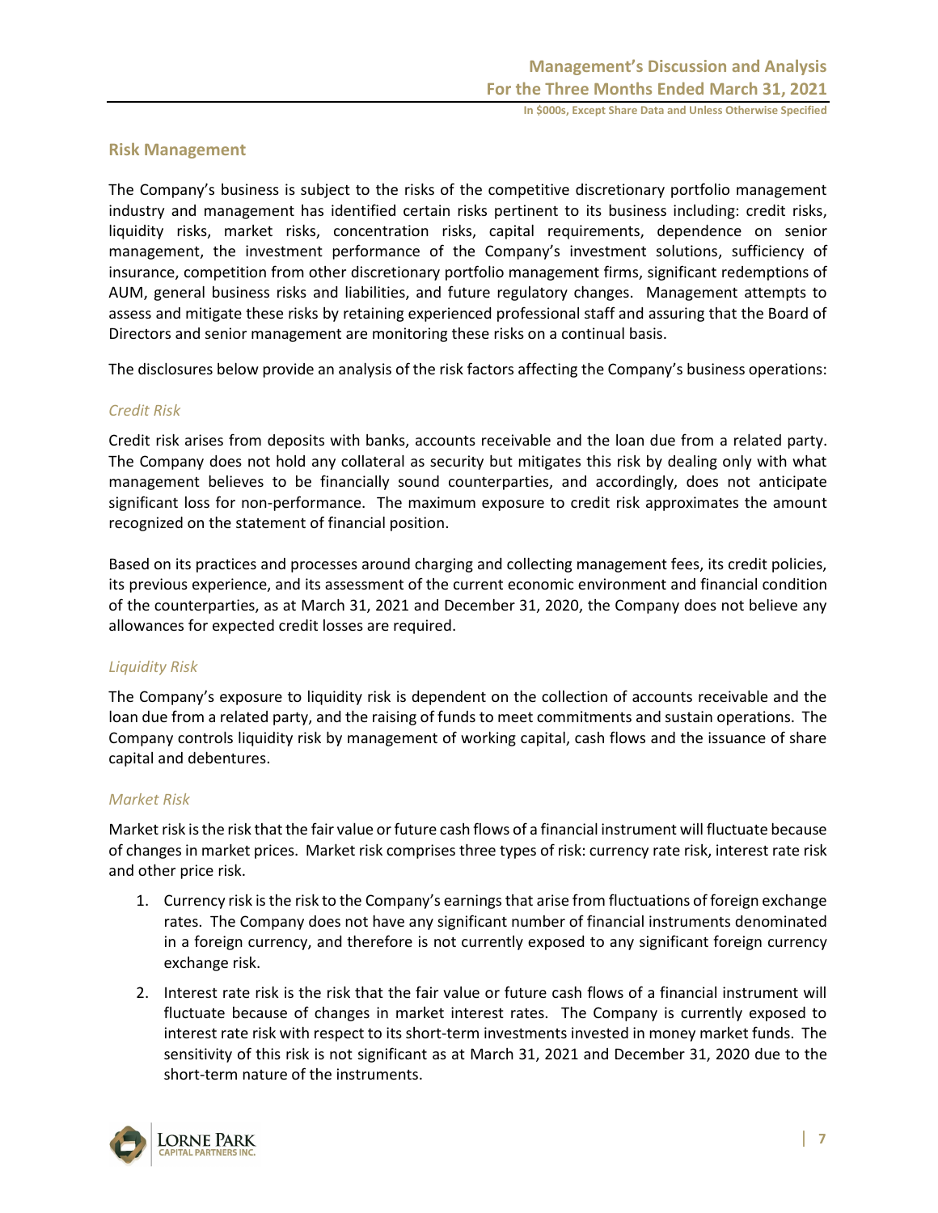## Risk Management

The Company's business is subject to the risks of the competitive discretionary portfolio management industry and management has identified certain risks pertinent to its business including: credit risks, liquidity risks, market risks, concentration risks, capital requirements, dependence on senior management, the investment performance of the Company's investment solutions, sufficiency of insurance, competition from other discretionary portfolio management firms, significant redemptions of AUM, general business risks and liabilities, and future regulatory changes. Management attempts to assess and mitigate these risks by retaining experienced professional staff and assuring that the Board of Directors and senior management are monitoring these risks on a continual basis.

The disclosures below provide an analysis of the risk factors affecting the Company's business operations:

### *Credit Risk*

Credit risk arises from deposits with banks, accounts receivable and the loan due from a related party. The Company does not hold any collateral as security but mitigates this risk by dealing only with what management believes to be financially sound counterparties, and accordingly, does not anticipate significant loss for non-performance. The maximum exposure to credit risk approximates the amount recognized on the statement of financial position.

Based on its practices and processes around charging and collecting management fees, its credit policies, its previous experience, and its assessment of the current economic environment and financial condition of the counterparties, as at March 31, 2021 and December 31, 2020, the Company does not believe any allowances for expected credit losses are required.

### *Liquidity Risk*

The Company's exposure to liquidity risk is dependent on the collection of accounts receivable and the loan due from a related party, and the raising of funds to meet commitments and sustain operations. The Company controls liquidity risk by management of working capital, cash flows and the issuance of share capital and debentures.

### *Market Risk*

Market risk is the risk that the fair value or future cash flows of a financial instrument will fluctuate because of changes in market prices. Market risk comprises three types of risk: currency rate risk, interest rate risk and other price risk.

1. Currency risk is the risk to the Company's earnings that arise from fluctuations of foreign exchange rates. The Company does not have any significant number of financial instruments denominated in a foreign currency, and therefore is not currently exposed to any significant foreign currency exchange risk.
2. Interest rate risk is the risk that the fair value or future cash flows of a financial instrument will fluctuate because of changes in market interest rates. The Company is currently exposed to interest rate risk with respect to its short-term investments invested in money market funds. The sensitivity of this risk is not significant as at March 31, 2021 and December 31, 2020 due to the short-term nature of the instruments.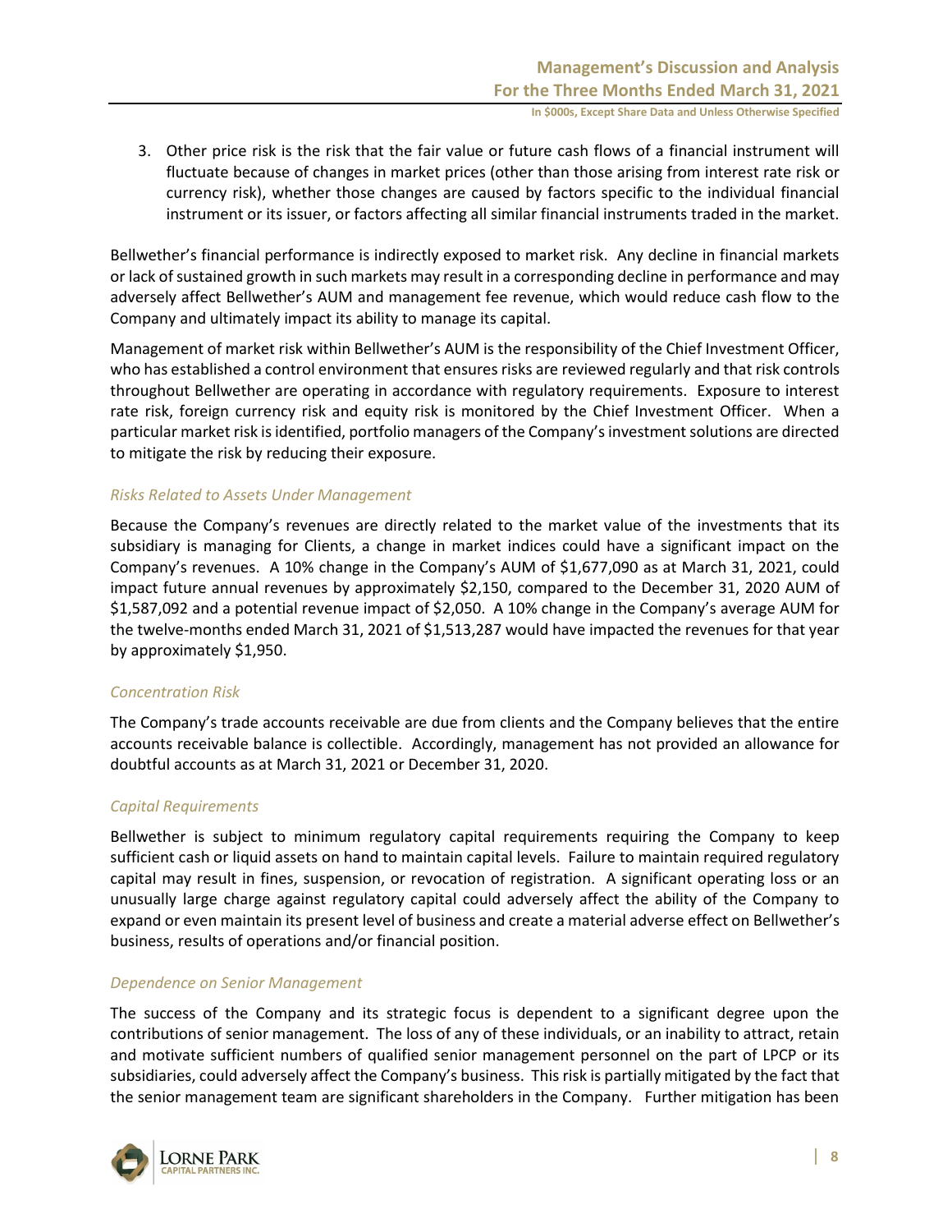3. Other price risk is the risk that the fair value or future cash flows of a financial instrument will fluctuate because of changes in market prices (other than those arising from interest rate risk or currency risk), whether those changes are caused by factors specific to the individual financial instrument or its issuer, or factors affecting all similar financial instruments traded in the market.

Bellwether's financial performance is indirectly exposed to market risk. Any decline in financial markets or lack of sustained growth in such markets may result in a corresponding decline in performance and may adversely affect Bellwether's AUM and management fee revenue, which would reduce cash flow to the Company and ultimately impact its ability to manage its capital.

Management of market risk within Bellwether's AUM is the responsibility of the Chief Investment Officer, who has established a control environment that ensures risks are reviewed regularly and that risk controls throughout Bellwether are operating in accordance with regulatory requirements. Exposure to interest rate risk, foreign currency risk and equity risk is monitored by the Chief Investment Officer. When a particular market risk is identified, portfolio managers of the Company's investment solutions are directed to mitigate the risk by reducing their exposure.

*Risks Related to Assets Under Management*

Because the Company's revenues are directly related to the market value of the investments that its subsidiary is managing for Clients, a change in market indices could have a significant impact on the Company's revenues. A 10% change in the Company's AUM of $1,677,090 as at March 31, 2021, could impact future annual revenues by approximately $2,150, compared to the December 31, 2020 AUM of $1,587,092 and a potential revenue impact of $2,050. A 10% change in the Company's average AUM for the twelve-months ended March 31, 2021 of $1,513,287 would have impacted the revenues for that year by approximately $1,950.

*Concentration Risk*

The Company's trade accounts receivable are due from clients and the Company believes that the entire accounts receivable balance is collectible. Accordingly, management has not provided an allowance for doubtful accounts as at March 31, 2021 or December 31, 2020.

*Capital Requirements*

Bellwether is subject to minimum regulatory capital requirements requiring the Company to keep sufficient cash or liquid assets on hand to maintain capital levels. Failure to maintain required regulatory capital may result in fines, suspension, or revocation of registration. A significant operating loss or an unusually large charge against regulatory capital could adversely affect the ability of the Company to expand or even maintain its present level of business and create a material adverse effect on Bellwether's business, results of operations and/or financial position.

*Dependence on Senior Management*

The success of the Company and its strategic focus is dependent to a significant degree upon the contributions of senior management. The loss of any of these individuals, or an inability to attract, retain and motivate sufficient numbers of qualified senior management personnel on the part of LPCP or its subsidiaries, could adversely affect the Company's business. This risk is partially mitigated by the fact that the senior management team are significant shareholders in the Company. Further mitigation has been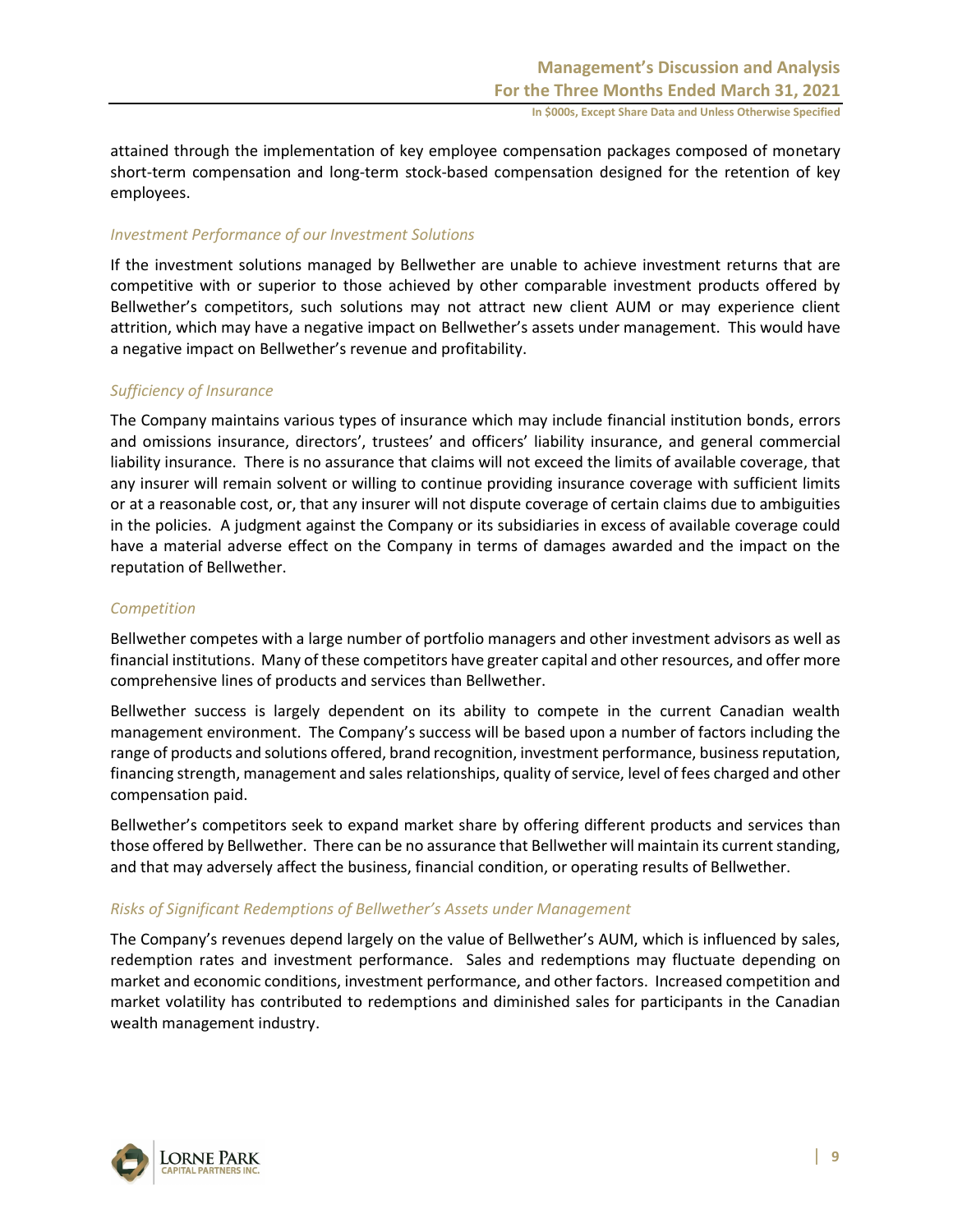attained through the implementation of key employee compensation packages composed of monetary short-term compensation and long-term stock-based compensation designed for the retention of key employees.

*Investment Performance of our Investment Solutions*

If the investment solutions managed by Bellwether are unable to achieve investment returns that are competitive with or superior to those achieved by other comparable investment products offered by Bellwether's competitors, such solutions may not attract new client AUM or may experience client attrition, which may have a negative impact on Bellwether's assets under management. This would have a negative impact on Bellwether's revenue and profitability.

*Sufficiency of Insurance*

The Company maintains various types of insurance which may include financial institution bonds, errors and omissions insurance, directors', trustees' and officers' liability insurance, and general commercial liability insurance. There is no assurance that claims will not exceed the limits of available coverage, that any insurer will remain solvent or willing to continue providing insurance coverage with sufficient limits or at a reasonable cost, or, that any insurer will not dispute coverage of certain claims due to ambiguities in the policies. A judgment against the Company or its subsidiaries in excess of available coverage could have a material adverse effect on the Company in terms of damages awarded and the impact on the reputation of Bellwether.

*Competition*

Bellwether competes with a large number of portfolio managers and other investment advisors as well as financial institutions. Many of these competitors have greater capital and other resources, and offer more comprehensive lines of products and services than Bellwether.

Bellwether success is largely dependent on its ability to compete in the current Canadian wealth management environment. The Company's success will be based upon a number of factors including the range of products and solutions offered, brand recognition, investment performance, business reputation, financing strength, management and sales relationships, quality of service, level of fees charged and other compensation paid.

Bellwether's competitors seek to expand market share by offering different products and services than those offered by Bellwether. There can be no assurance that Bellwether will maintain its current standing, and that may adversely affect the business, financial condition, or operating results of Bellwether.

*Risks of Significant Redemptions of Bellwether's Assets under Management*

The Company's revenues depend largely on the value of Bellwether's AUM, which is influenced by sales, redemption rates and investment performance. Sales and redemptions may fluctuate depending on market and economic conditions, investment performance, and other factors. Increased competition and market volatility has contributed to redemptions and diminished sales for participants in the Canadian wealth management industry.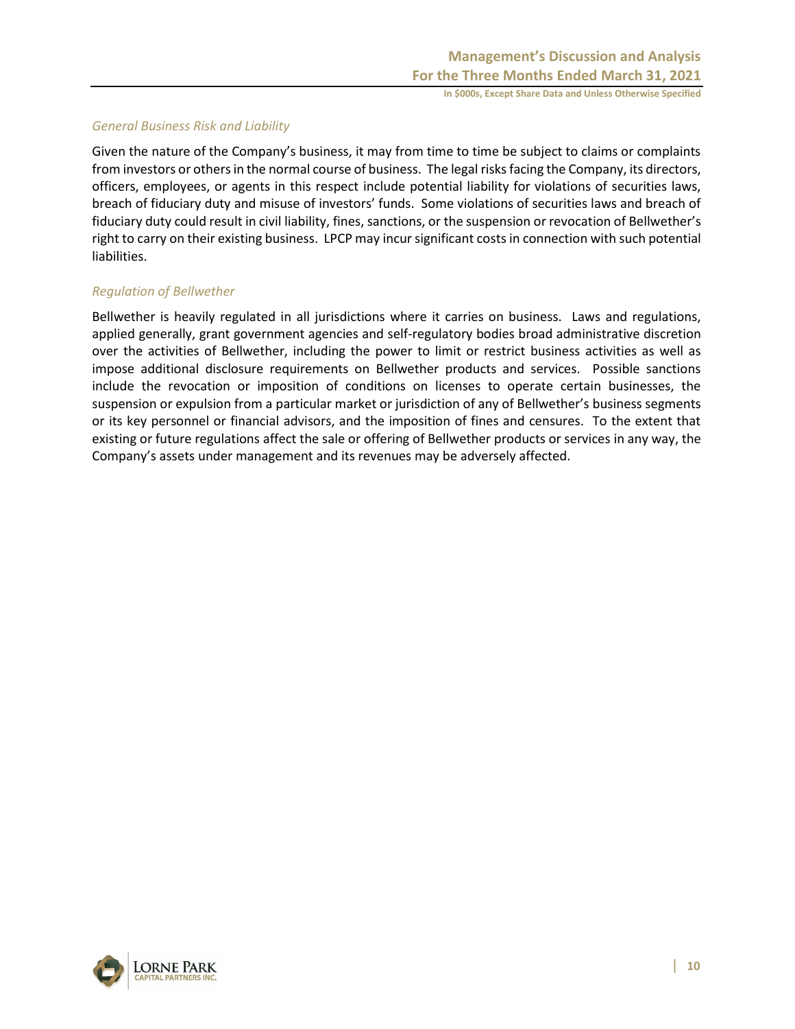*General Business Risk and Liability*

Given the nature of the Company's business, it may from time to time be subject to claims or complaints from investors or others in the normal course of business. The legal risks facing the Company, its directors, officers, employees, or agents in this respect include potential liability for violations of securities laws, breach of fiduciary duty and misuse of investors' funds. Some violations of securities laws and breach of fiduciary duty could result in civil liability, fines, sanctions, or the suspension or revocation of Bellwether's right to carry on their existing business. LPCP may incur significant costs in connection with such potential liabilities.

*Regulation of Bellwether*

Bellwether is heavily regulated in all jurisdictions where it carries on business. Laws and regulations, applied generally, grant government agencies and self-regulatory bodies broad administrative discretion over the activities of Bellwether, including the power to limit or restrict business activities as well as impose additional disclosure requirements on Bellwether products and services. Possible sanctions include the revocation or imposition of conditions on licenses to operate certain businesses, the suspension or expulsion from a particular market or jurisdiction of any of Bellwether's business segments or its key personnel or financial advisors, and the imposition of fines and censures. To the extent that existing or future regulations affect the sale or offering of Bellwether products or services in any way, the Company's assets under management and its revenues may be adversely affected.